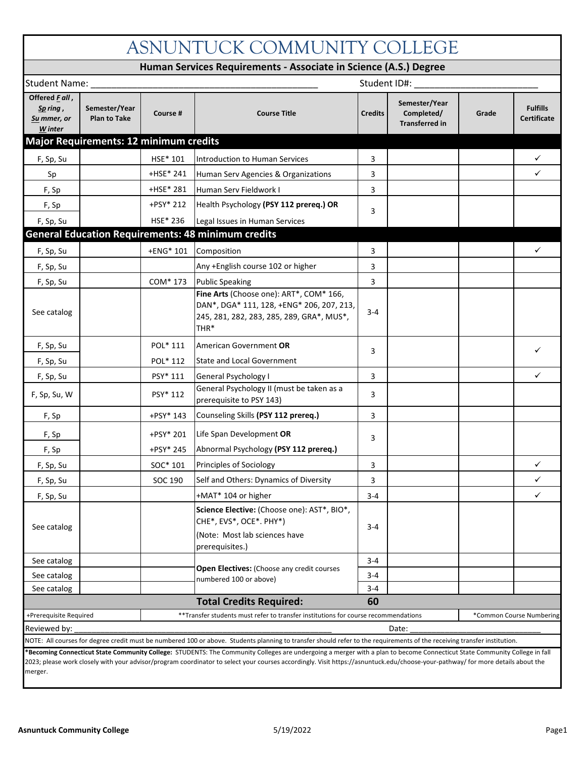# ASNUNTUCK COMMUNITY COLLEGE

## Human Services Requirements - Associate in Science (A.S.) Degree

Student Name: ___________________________________________ Student ID#: _______________________

| Offered ***F** all*, ***Sp** ring*, ***Su** mmer, or* ***W** inter* | Semester/Year Plan to Take | Course # | Course Title | Credits | Semester/Year Completed/ Transferred in | Grade | Fulfills Certificate |
|---|---|---|---|---|---|---|---|
| **Major Requirements: 12 minimum credits** | | | | | | | |
| F, Sp, Su | | HSE* 101 | Introduction to Human Services | 3 | | | ✓ |
| Sp | | +HSE* 241 | Human Serv Agencies & Organizations | 3 | | | ✓ |
| F, Sp | | +HSE* 281 | Human Serv Fieldwork I | 3 | | | |
| F, Sp | | +PSY* 212 | Health Psychology **(PSY 112 prereq.) OR** | 3 | | | |
| F, Sp, Su | | HSE* 236 | Legal Issues in Human Services | | | | |
| **General Education Requirements: 48 minimum credits** | | | | | | | |
| F, Sp, Su | | +ENG* 101 | Composition | 3 | | | ✓ |
| F, Sp, Su | | | Any +English course 102 or higher | 3 | | | |
| F, Sp, Su | | COM* 173 | Public Speaking | 3 | | | |
| See catalog | | | **Fine Arts** (Choose one): ART*, COM* 166, DAN*, DGA* 111, 128, +ENG* 206, 207, 213, 245, 281, 282, 283, 285, 289, GRA*, MUS*, THR* | 3-4 | | | |
| F, Sp, Su | | POL* 111 | American Government **OR** | 3 | | | ✓ |
| F, Sp, Su | | POL* 112 | State and Local Government | | | | |
| F, Sp, Su | | PSY* 111 | General Psychology I | 3 | | | ✓ |
| F, Sp, Su, W | | PSY* 112 | General Psychology II (must be taken as a prerequisite to PSY 143) | 3 | | | |
| F, Sp | | +PSY* 143 | Counseling Skills **(PSY 112 prereq.)** | 3 | | | |
| F, Sp | | +PSY* 201 | Life Span Development **OR** | 3 | | | |
| F, Sp | | +PSY* 245 | Abnormal Psychology **(PSY 112 prereq.)** | | | | |
| F, Sp, Su | | SOC* 101 | Principles of Sociology | 3 | | | ✓ |
| F, Sp, Su | | SOC 190 | Self and Others: Dynamics of Diversity | 3 | | | ✓ |
| F, Sp, Su | | | +MAT* 104 or higher | 3-4 | | | ✓ |
| See catalog | | | **Science Elective:** (Choose one): AST*, BIO*, CHE*, EVS*, OCE*. PHY*) (Note: Most lab sciences have prerequisites.) | 3-4 | | | |
| See catalog | | | **Open Electives:** (Choose any credit courses numbered 100 or above) | 3-4 | | | |
| See catalog | | | | 3-4 | | | |
| See catalog | | | | 3-4 | | | |
| | | | **Total Credits Required:** | **60** | | | |

+Prerequisite Required | **Transfer students must refer to transfer institutions for course recommendations | *Common Course Numbering

Reviewed by: ___________________________________________ Date: ___________________________

NOTE: All courses for degree credit must be numbered 100 or above. Students planning to transfer should refer to the requirements of the receiving transfer institution.

***Becoming Connecticut State Community College:** STUDENTS: The Community Colleges are undergoing a merger with a plan to become Connecticut State Community College in fall 2023; please work closely with your advisor/program coordinator to select your courses accordingly. Visit https://asnuntuck.edu/choose-your-pathway/ for more details about the merger.

Asnuntuck Community College 5/19/2022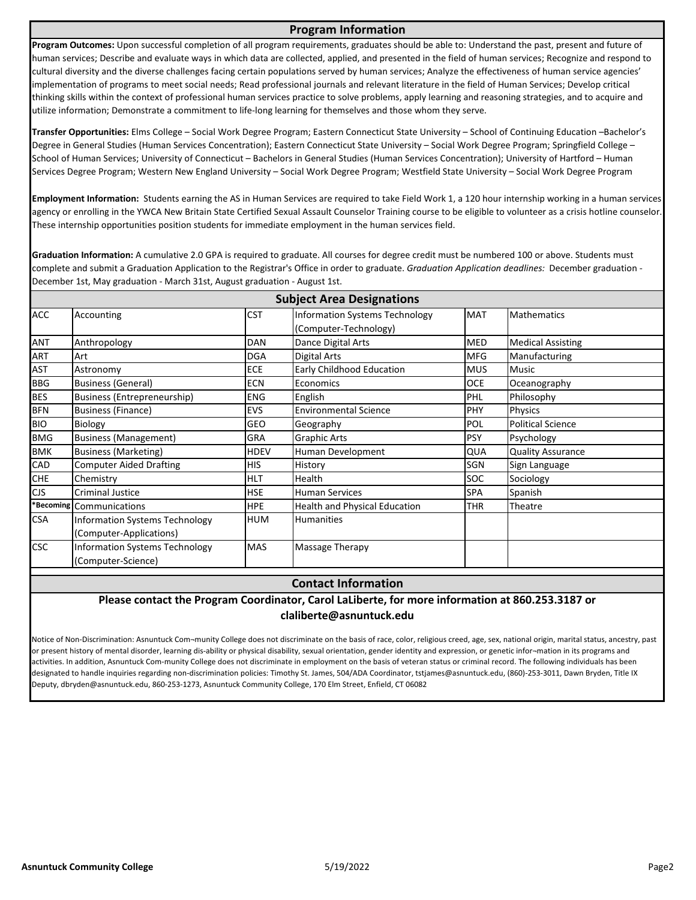## Program Information

**Program Outcomes:** Upon successful completion of all program requirements, graduates should be able to: Understand the past, present and future of human services; Describe and evaluate ways in which data are collected, applied, and presented in the field of human services; Recognize and respond to cultural diversity and the diverse challenges facing certain populations served by human services; Analyze the effectiveness of human service agencies' implementation of programs to meet social needs; Read professional journals and relevant literature in the field of Human Services; Develop critical thinking skills within the context of professional human services practice to solve problems, apply learning and reasoning strategies, and to acquire and utilize information; Demonstrate a commitment to life-long learning for themselves and those whom they serve.

**Transfer Opportunities:** Elms College – Social Work Degree Program; Eastern Connecticut State University – School of Continuing Education –Bachelor's Degree in General Studies (Human Services Concentration); Eastern Connecticut State University – Social Work Degree Program; Springfield College – School of Human Services; University of Connecticut – Bachelors in General Studies (Human Services Concentration); University of Hartford – Human Services Degree Program; Western New England University – Social Work Degree Program; Westfield State University – Social Work Degree Program

**Employment Information:** Students earning the AS in Human Services are required to take Field Work 1, a 120 hour internship working in a human services agency or enrolling in the YWCA New Britain State Certified Sexual Assault Counselor Training course to be eligible to volunteer as a crisis hotline counselor. These internship opportunities position students for immediate employment in the human services field.

**Graduation Information:** A cumulative 2.0 GPA is required to graduate. All courses for degree credit must be numbered 100 or above. Students must complete and submit a Graduation Application to the Registrar's Office in order to graduate. *Graduation Application deadlines:* December graduation - December 1st, May graduation - March 31st, August graduation - August 1st.

## Subject Area Designations

| | | | | | |
|---|---|---|---|---|---|
| ACC | Accounting | CST | Information Systems Technology (Computer-Technology) | MAT | Mathematics |
| ANT | Anthropology | DAN | Dance Digital Arts | MED | Medical Assisting |
| ART | Art | DGA | Digital Arts | MFG | Manufacturing |
| AST | Astronomy | ECE | Early Childhood Education | MUS | Music |
| BBG | Business (General) | ECN | Economics | OCE | Oceanography |
| BES | Business (Entrepreneurship) | ENG | English | PHL | Philosophy |
| BFN | Business (Finance) | EVS | Environmental Science | PHY | Physics |
| BIO | Biology | GEO | Geography | POL | Political Science |
| BMG | Business (Management) | GRA | Graphic Arts | PSY | Psychology |
| BMK | Business (Marketing) | HDEV | Human Development | QUA | Quality Assurance |
| CAD | Computer Aided Drafting | HIS | History | SGN | Sign Language |
| CHE | Chemistry | HLT | Health | SOC | Sociology |
| CJS | Criminal Justice | HSE | Human Services | SPA | Spanish |
| *Becoming | Communications | HPE | Health and Physical Education | THR | Theatre |
| CSA | Information Systems Technology (Computer-Applications) | HUM | Humanities | | |
| CSC | Information Systems Technology (Computer-Science) | MAS | Massage Therapy | | |

## Contact Information

**Please contact the Program Coordinator, Carol LaLiberte, for more information at 860.253.3187 or claliberte@asnuntuck.edu**

Notice of Non-Discrimination: Asnuntuck Com¬munity College does not discriminate on the basis of race, color, religious creed, age, sex, national origin, marital status, ancestry, past or present history of mental disorder, learning dis-ability or physical disability, sexual orientation, gender identity and expression, or genetic infor¬mation in its programs and activities. In addition, Asnuntuck Com-munity College does not discriminate in employment on the basis of veteran status or criminal record. The following individuals has been designated to handle inquiries regarding non-discrimination policies: Timothy St. James, 504/ADA Coordinator, tstjames@asnuntuck.edu, (860)-253-3011, Dawn Bryden, Title IX Deputy, dbryden@asnuntuck.edu, 860-253-1273, Asnuntuck Community College, 170 Elm Street, Enfield, CT 06082